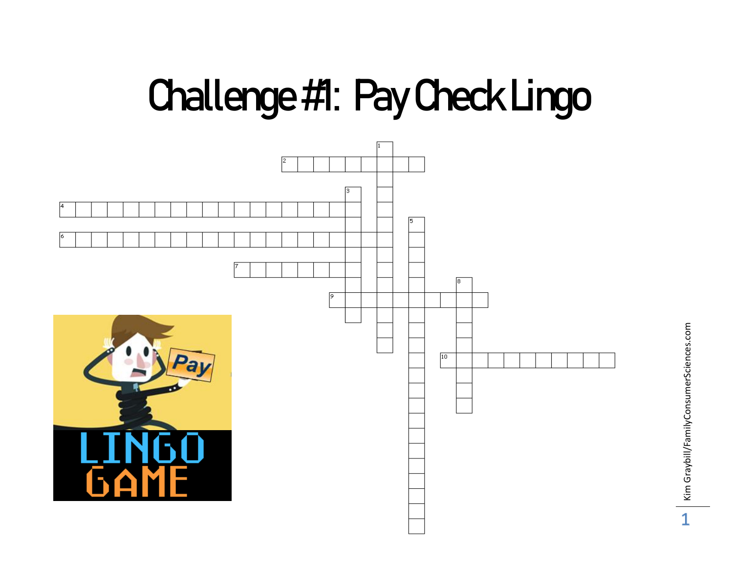# Challenge #1: Pay Check Lingo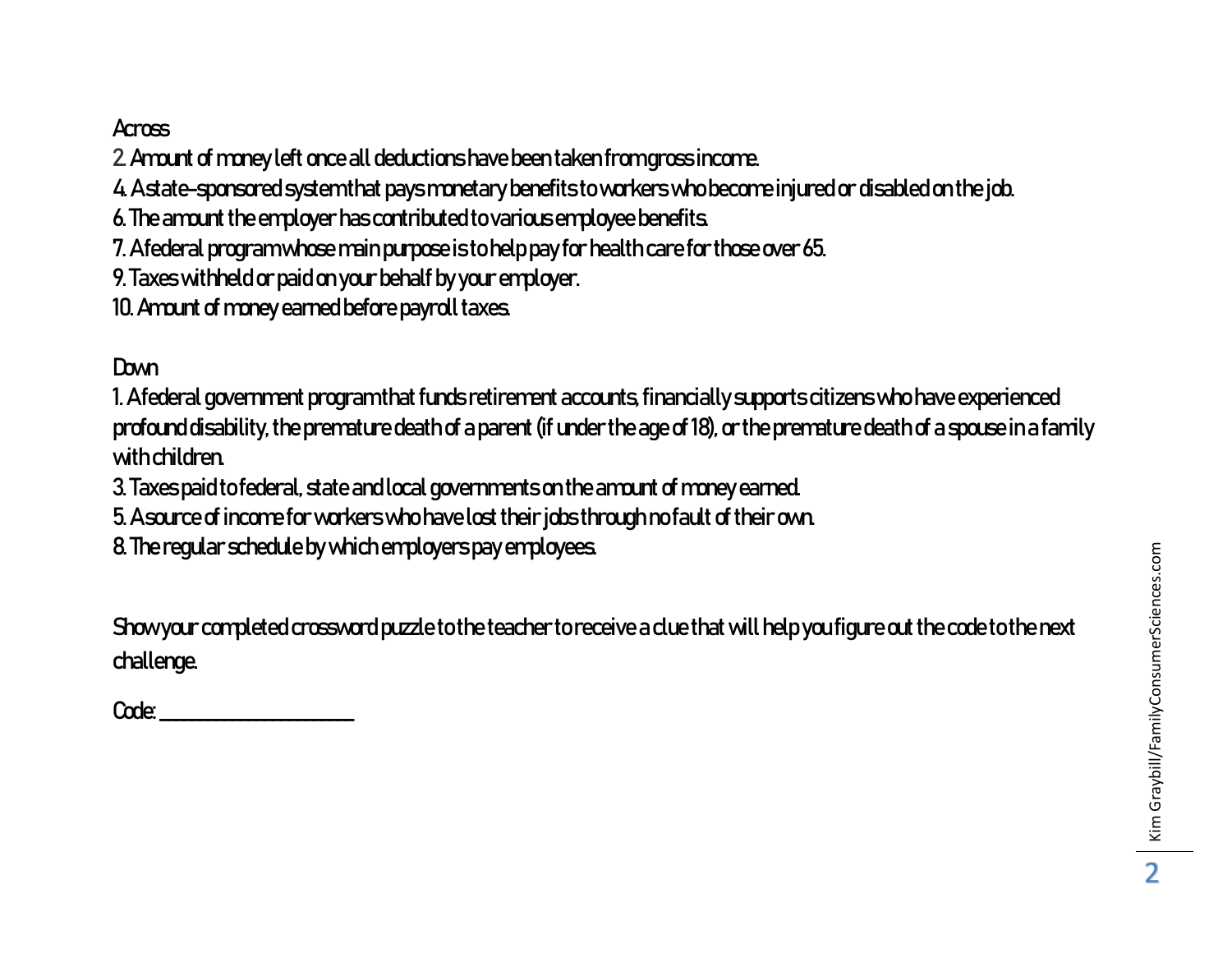Across

2. Amount of money left once all deductions have been taken from gross income.
4. A state-sponsored system that pays monetary benefits to workers who become injured or disabled on the job.
6. The amount the employer has contributed to various employee benefits.
7. A federal program whose main purpose is to help pay for health care for those over 65.
9. Taxes withheld or paid on your behalf by your employer.
10. Amount of money earned before payroll taxes.

Down

1. A federal government program that funds retirement accounts, financially supports citizens who have experienced profound disability, the premature death of a parent (if under the age of 18), or the premature death of a spouse in a family with children.
3. Taxes paid to federal, state and local governments on the amount of money earned.
5. A source of income for workers who have lost their jobs through no fault of their own.
8. The regular schedule by which employers pay employees.

Show your completed crossword puzzle to the teacher to receive a clue that will help you figure out the code to the next challenge.

Code: ____________________